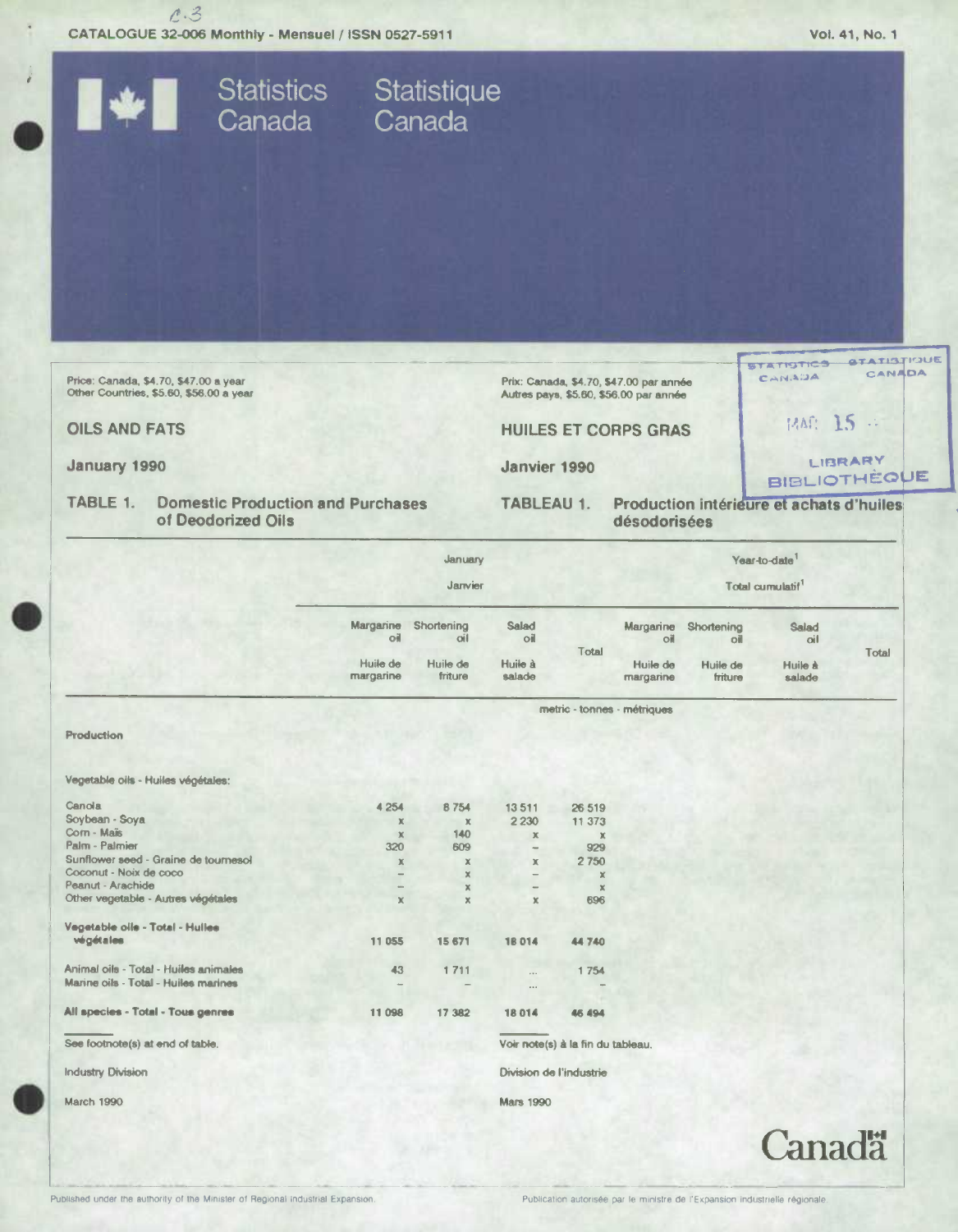CATALOGUE 32-006 Monthly - Mensuel / ISSN 0527-5911

Vol. 41, No. 1

Statistics Canada Statistique Canada

Price: Canada, $4.70, $47.00 a year
Other Countries, $5.60, $56.00 a year

Prix: Canada, $4.70, $47.00 par année
Autres pays, $5.60, $56.00 par année

# OILS AND FATS

# HUILES ET CORPS GRAS

## January 1990

## Janvier 1990

### TABLE 1. Domestic Production and Purchases of Deodorized Oils

### TABLEAU 1. Production intérieure et achats d'huiles désodorisées

| | January / Janvier | | | | Year-to-date[1] / Total cumulatif[1] | | | |
|---|---|---|---|---|---|---|---|---|
| | Margarine oil / Huile de margarine | Shortening oil / Huile de friture | Salad oil / Huile à salade | Total | Margarine oil / Huile de margarine | Shortening oil / Huile de friture | Salad oil / Huile à salade | Total |
| | metric - tonnes - métriques | | | | | | | |
| **Production** | | | | | | | | |
| Vegetable oils - Huiles végétales: | | | | | | | | |
| Canola | 4 254 | 8 754 | 13 511 | 26 519 | | | | |
| Soybean - Soya | x | x | 2 230 | 11 373 | | | | |
| Corn - Maïs | x | 140 | x | x | | | | |
| Palm - Palmier | 320 | 609 | – | 929 | | | | |
| Sunflower seed - Graine de tournesol | x | x | x | 2 750 | | | | |
| Coconut - Noix de coco | – | x | – | x | | | | |
| Peanut - Arachide | – | x | – | x | | | | |
| Other vegetable - Autres végétales | x | x | x | 696 | | | | |
| **Vegetable oils - Total - Huiles végétales** | **11 055** | **15 671** | **18 014** | **44 740** | | | | |
| Animal oils - Total - Huiles animales | 43 | 1 711 | ... | 1 754 | | | | |
| Marine oils - Total - Huiles marines | – | – | ... | – | | | | |
| **All species - Total - Tous genres** | **11 098** | **17 382** | **18 014** | **46 494** | | | | |

See footnote(s) at end of table.

Voir note(s) à la fin du tableau.

Industry Division

Division de l'industrie

March 1990

Mars 1990

Canada

Published under the authority of the Minister of Regional Industrial Expansion.

Publication autorisée par le ministre de l'Expansion industrielle régionale.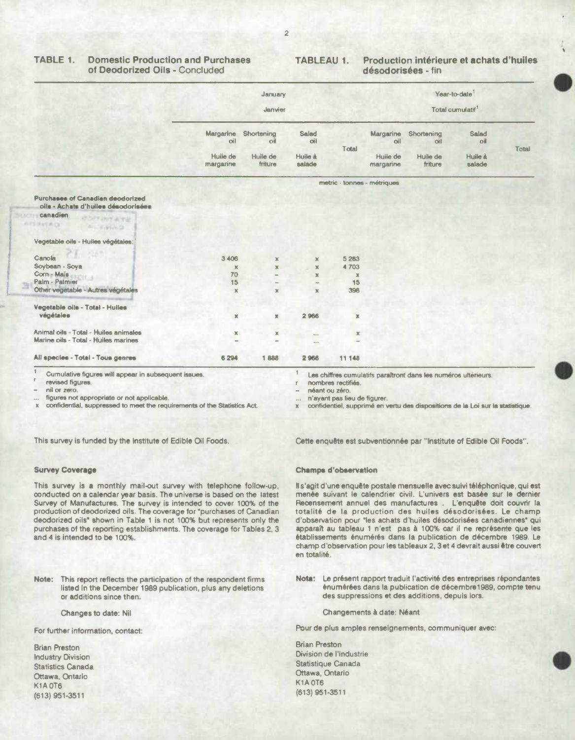## TABLE 1. Domestic Production and Purchases of Deodorized Oils - Concluded

## TABLEAU 1. Production intérieure et achats d'huiles désodorisées - fin

| | January / Janvier | | | | Year-to-date[1] / Total cumulatif[1] | | | |
|---|---|---|---|---|---|---|---|---|
| | Margarine oil / Huile de margarine | Shortening oil / Huile de friture | Salad oil / Huile à salade | Total | Margarine oil / Huile de margarine | Shortening oil / Huile de friture | Salad oil / Huile à salade | Total |
| | metric - tonnes - métriques | | | | | | | |
| **Purchases of Canadian deodorized oils - Achats d'huiles désodorisées canadien** | | | | | | | | |
| Vegetable oils - Huiles végétales: | | | | | | | | |
| Canola | 3 406 | x | x | 5 263 | | | | |
| Soybean - Soya | x | x | x | 4 703 | | | | |
| Corn - Maïs | 70 | – | x | x | | | | |
| Palm - Palmier | 15 | – | – | 15 | | | | |
| Other vegetable - Autres végétales | x | x | x | 398 | | | | |
| **Vegetable oils - Total - Huiles végétales** | x | x | 2 966 | x | | | | |
| Animal oils - Total - Huiles animales | x | x | ... | x | | | | |
| Marine oils - Total - Huiles marines | – | – | ... | – | | | | |
| **All species - Total - Tous genres** | 6 294 | 1 888 | 2 966 | 11 148 | | | | |

[1] Cumulative figures will appear in subsequent issues.
r revised figures.
– nil or zero.
... figures not appropriate or not applicable.
x confidential, suppressed to meet the requirements of the Statistics Act.

[1] Les chiffres cumulatifs paraîtront dans les numéros ultérieurs.
r nombres rectifiés.
– néant ou zéro.
... n'ayant pas lieu de figurer.
x confidentiel, supprimé en vertu des dispositions de la Loi sur la statistique.

This survey is funded by the Institute of Edible Oil Foods.

Cette enquête est subventionnée par "Institute of Edible Oil Foods".

### Survey Coverage

This survey is a monthly mail-out survey with telephone follow-up, conducted on a calendar year basis. The universe is based on the latest Survey of Manufactures. The survey is intended to cover 100% of the production of deodorized oils. The coverage for "purchases of Canadian deodorized oils" shown in Table 1 is not 100% but represents only the purchases of the reporting establishments. The coverage for Tables 2, 3 and 4 is intended to be 100%.

**Note:** This report reflects the participation of the respondent firms listed in the December 1989 publication, plus any deletions or additions since then.

Changes to date: Nil

For further information, contact:

Brian Preston
Industry Division
Statistics Canada
Ottawa, Ontario
K1A 0T6
(613) 951-3511

### Champs d'observation

Il s'agit d'une enquête postale mensuelle avec suivi téléphonique, qui est menée suivant le calendrier civil. L'univers est basée sur le dernier Recensement annuel des manufactures . L'enquête doit couvrir la totalité de la production des huiles désodorisées. Le champ d'observation pour "les achats d'huiles désodorisées canadiennes" qui apparaît au tableau 1 n'est pas à 100% car il ne représente que les établissements énumérés dans la publication de décembre 1989. Le champ d'observation pour les tableaux 2, 3 et 4 devrait aussi être couvert en totalité.

**Nota:** Le présent rapport traduit l'activité des entreprises répondantes énumérées dans la publication de décembre1989, compte tenu des suppressions et des additions, depuis lors.

Changements à date: Néant

Pour de plus amples renseignements, communiquer avec:

Brian Preston
Division de l'industrie
Statistique Canada
Ottawa, Ontario
K1A 0T6
(613) 951-3511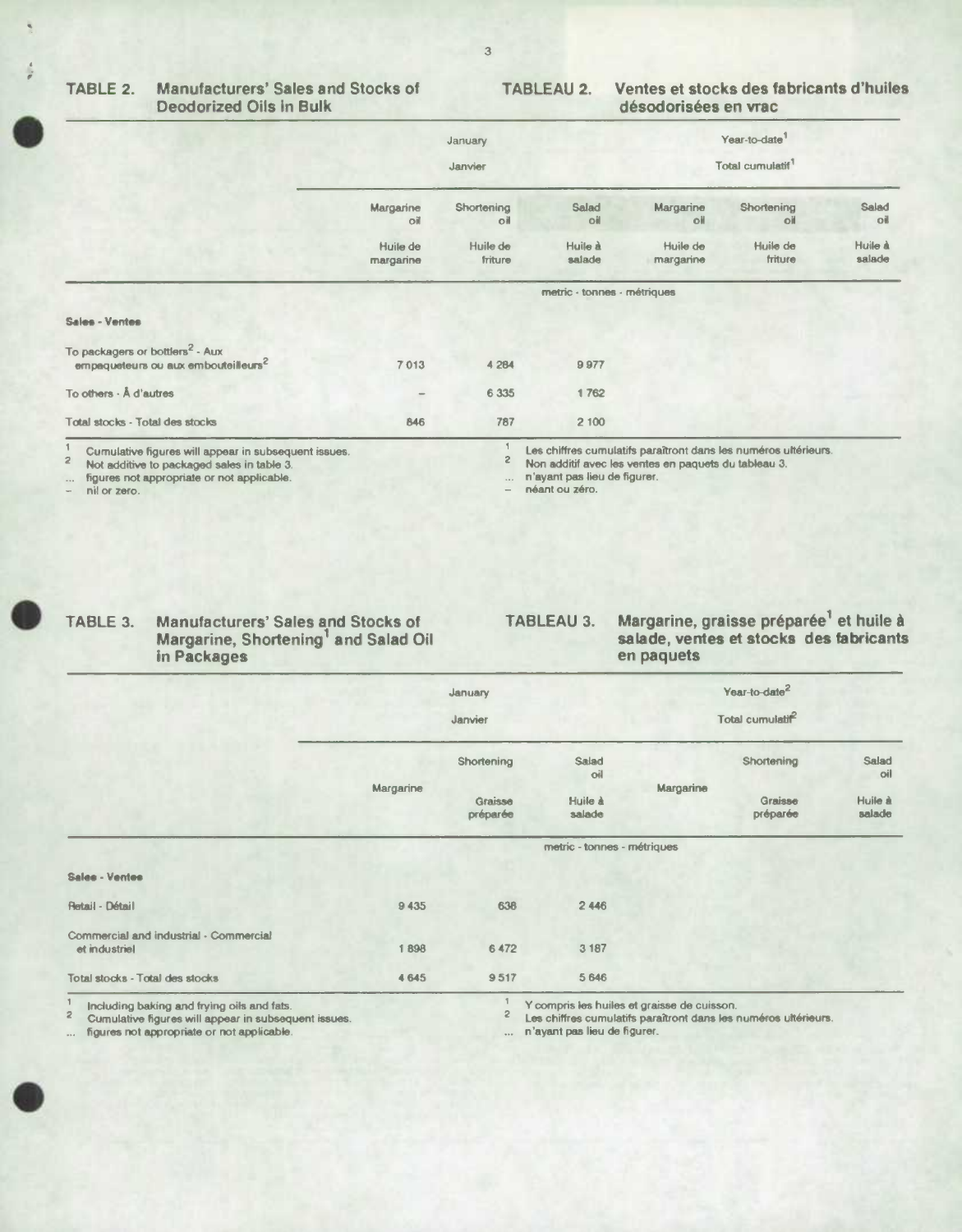## TABLE 2. Manufacturers' Sales and Stocks of Deodorized Oils in Bulk

## TABLEAU 2. Ventes et stocks des fabricants d'huiles désodorisées en vrac

| | January / Janvier | | | Year-to-date[1] / Total cumulatif[1] | | |
|---|---|---|---|---|---|---|
| | Margarine oil / Huile de margarine | Shortening oil / Huile de friture | Salad oil / Huile à salade | Margarine oil / Huile de margarine | Shortening oil / Huile de friture | Salad oil / Huile à salade |
| | metric - tonnes - métriques | | | | | |
| **Sales - Ventes** | | | | | | |
| To packagers or bottlers[2] - Aux empaqueteurs ou aux embouteilleurs[2] | 7 013 | 4 284 | 9 977 | | | |
| To others - À d'autres | – | 6 335 | 1 762 | | | |
| Total stocks - Total des stocks | 846 | 787 | 2 100 | | | |

1 Cumulative figures will appear in subsequent issues.
2 Not additive to packaged sales in table 3.
... figures not appropriate or not applicable.
– nil or zero.

1 Les chiffres cumulatifs paraîtront dans les numéros ultérieurs.
2 Non additif avec les ventes en paquets du tableau 3.
... n'ayant pas lieu de figurer.
– néant ou zéro.

## TABLE 3. Manufacturers' Sales and Stocks of Margarine, Shortening[1] and Salad Oil in Packages

## TABLEAU 3. Margarine, graisse préparée[1] et huile à salade, ventes et stocks des fabricants en paquets

| | January / Janvier | | | Year-to-date[2] / Total cumulatif[2] | | |
|---|---|---|---|---|---|---|
| | Margarine | Shortening / Graisse préparée | Salad oil / Huile à salade | Margarine | Shortening / Graisse préparée | Salad oil / Huile à salade |
| | metric - tonnes - métriques | | | | | |
| **Sales - Ventes** | | | | | | |
| Retail - Détail | 9 435 | 638 | 2 446 | | | |
| Commercial and industrial - Commercial et industriel | 1 898 | 6 472 | 3 187 | | | |
| Total stocks - Total des stocks | 4 645 | 9 517 | 5 646 | | | |

1 Including baking and frying oils and fats.
2 Cumulative figures will appear in subsequent issues.
... figures not appropriate or not applicable.

1 Y compris les huiles et graisse de cuisson.
2 Les chiffres cumulatifs paraîtront dans les numéros ultérieurs.
... n'ayant pas lieu de figurer.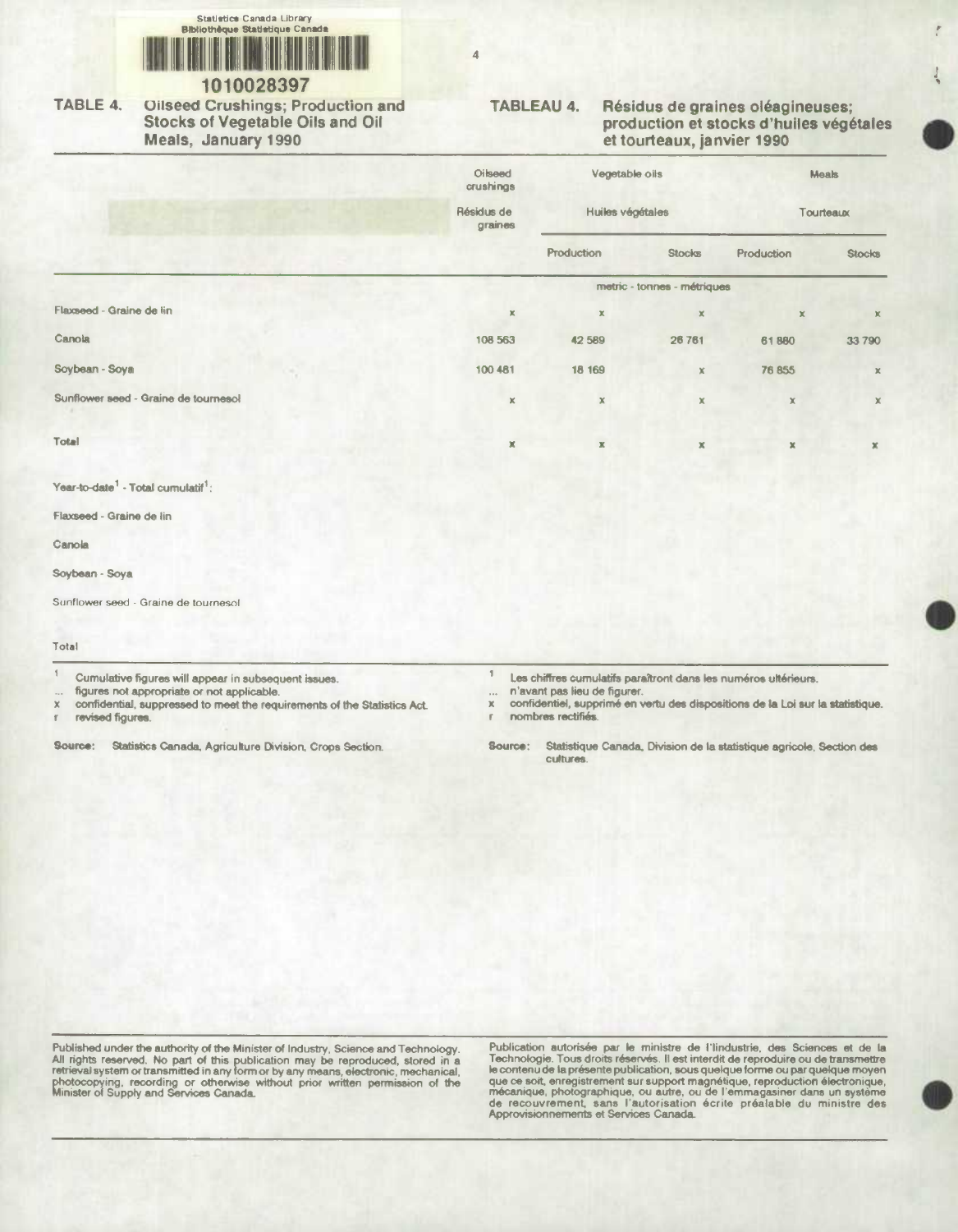Statistics Canada Library
Bibliothèque Statistique Canada

1010028397

## TABLE 4. Oilseed Crushings; Production and Stocks of Vegetable Oils and Oil Meals, January 1990

## TABLEAU 4. Résidus de graines oléagineuses; production et stocks d'huiles végétales et tourteaux, janvier 1990

| | Oilseed crushings<br>Résidus de graines | Vegetable oils<br>Huiles végétales | | Meals<br>Tourteaux | |
|---|---|---|---|---|---|
| | | Production | Stocks | Production | Stocks |
| | metric - tonnes - métriques | | | | |
| Flaxseed - Graine de lin | x | x | x | x | x |
| Canola | 108 563 | 42 589 | 26 761 | 61 880 | 33 790 |
| Soybean - Soya | 100 481 | 18 169 | x | 76 855 | x |
| Sunflower seed - Graine de tournesol | x | x | x | x | x |
| Total | x | x | x | x | x |
| Year-to-date[1] - Total cumulatif[1]: | | | | | |
| Flaxseed - Graine de lin | | | | | |
| Canola | | | | | |
| Soybean - Soya | | | | | |
| Sunflower seed - Graine de tournesol | | | | | |
| Total | | | | | |

1 Cumulative figures will appear in subsequent issues.
... figures not appropriate or not applicable.
x confidential, suppressed to meet the requirements of the Statistics Act.
r revised figures.

**Source:** Statistics Canada, Agriculture Division, Crops Section.

1 Les chiffres cumulatifs paraîtront dans les numéros ultérieurs.
... n'avant pas lieu de figurer.
x confidentiel, supprimé en vertu des dispositions de la Loi sur la statistique.
r nombres rectifiés.

**Source:** Statistique Canada, Division de la statistique agricole, Section des cultures.

Published under the authority of the Minister of Industry, Science and Technology. All rights reserved. No part of this publication may be reproduced, stored in a retrieval system or transmitted in any form or by any means, electronic, mechanical, photocopying, recording or otherwise without prior written permission of the Minister of Supply and Services Canada.

Publication autorisée par le ministre de l'Iindustrie, des Sciences et de la Technologie. Tous droits réservés. Il est interdit de reproduire ou de transmettre le contenu de la présente publication, sous quelque forme ou par quelque moyen que ce soit, enregistrement sur support magnétique, reproduction électronique, mécanique, photographique, ou autre, ou de l'emmagasiner dans un système de recouvrement, sans l'autorisation écrite préalable du ministre des Approvisionnements et Services Canada.